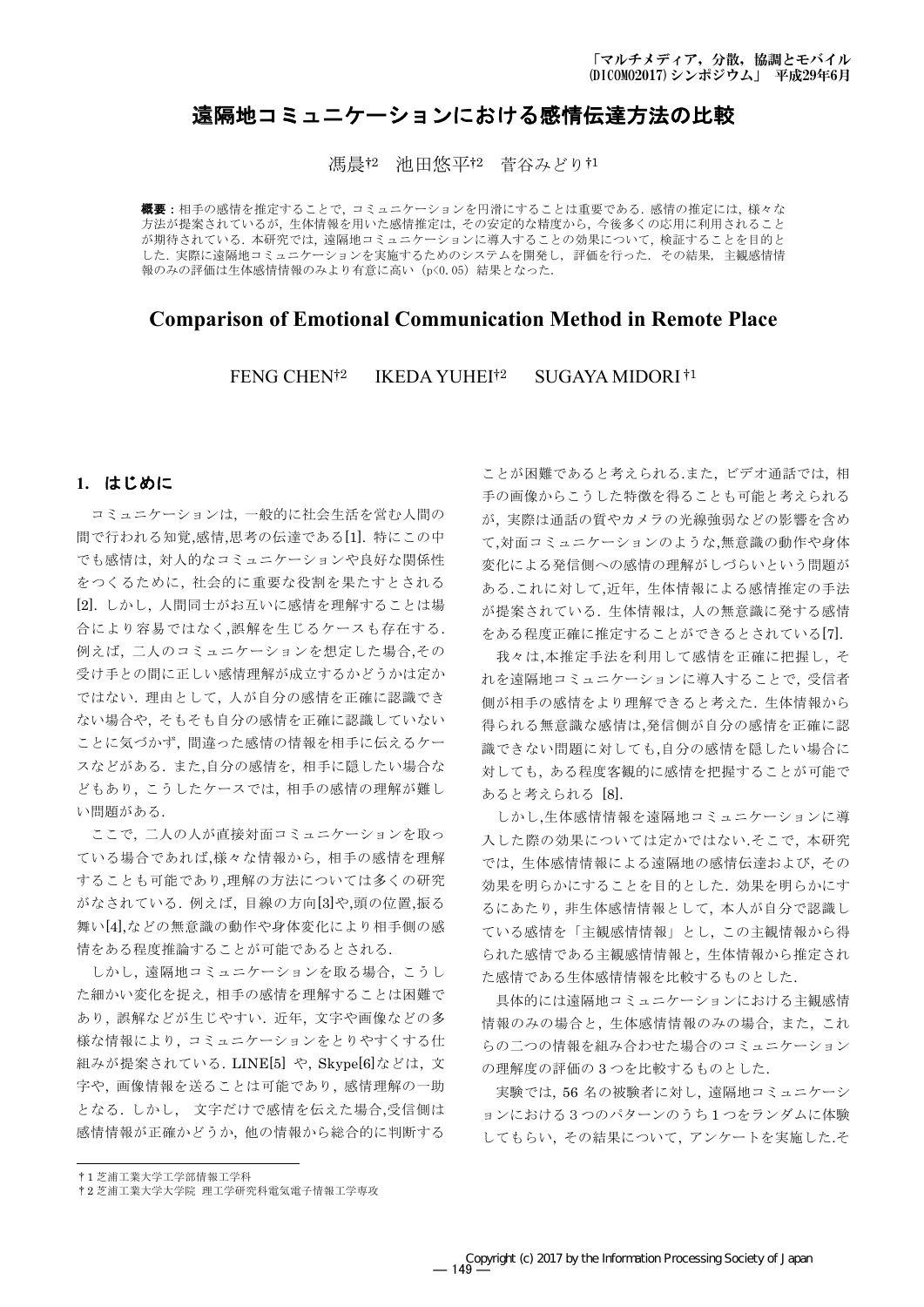# 遠隔地コミュニケーションにおける感情伝達方法の比較

馮晨†2　池田悠平†2　菅谷みどり†1

**概要**：相手の感情を推定することで，コミュニケーションを円滑にすることは重要である．感情の推定には，様々な方法が提案されているが，生体情報を用いた感情推定は，その安定的な精度から，今後多くの応用に利用されることが期待されている．本研究では，遠隔地コミュニケーションに導入することの効果について，検証することを目的とした．実際に遠隔地コミュニケーションを実施するためのシステムを開発し，評価を行った．その結果，主観感情情報のみの評価は生体感情情報のみより有意に高い（$p<0.05$）結果となった．

## Comparison of Emotional Communication Method in Remote Place

FENG CHEN†2　IKEDA YUHEI†2　SUGAYA MIDORI †1

## 1. はじめに

コミュニケーションは，一般的に社会生活を営む人間の間で行われる知覚,感情,思考の伝達である[1]．特にこの中でも感情は，対人的なコミュニケーションや良好な関係性をつくるために，社会的に重要な役割を果たすとされる[2]．しかし，人間同士がお互いに感情を理解することは場合により容易ではなく,誤解を生じるケースも存在する．例えば，二人のコミュニケーションを想定した場合,その受け手との間に正しい感情理解が成立するかどうかは定かではない．理由として，人が自分の感情を正確に認識できない場合や，そもそも自分の感情を正確に認識していないことに気づかず，間違った感情の情報を相手に伝えるケースなどがある．また,自分の感情を，相手に隠したい場合などもあり，こうしたケースでは，相手の感情の理解が難しい問題がある．

ここで，二人の人が直接対面コミュニケーションを取っている場合であれば,様々な情報から，相手の感情を理解することも可能であり,理解の方法については多くの研究がなされている．例えば，目線の方向[3]や,頭の位置,振る舞い[4],などの無意識の動作や身体変化により相手側の感情をある程度推論することが可能であるとされる．

しかし，遠隔地コミュニケーションを取る場合，こうした細かい変化を捉え，相手の感情を理解することは困難であり，誤解などが生じやすい．近年，文字や画像などの多様な情報により，コミュニケーションをとりやすくする仕組みが提案されている．LINE[5] や，Skype[6]などは，文字や，画像情報を送ることは可能であり，感情理解の一助となる．しかし，　文字だけで感情を伝えた場合,受信側は感情情報が正確かどうか，他の情報から総合的に判断することが困難であると考えられる.また，ビデオ通話では，相手の画像からこうした特徴を得ることも可能と考えられるが，実際は通話の質やカメラの光線強弱などの影響を含めて,対面コミュニケーションのような,無意識の動作や身体変化による発信側への感情の理解がしづらいという問題がある.これに対して,近年，生体情報による感情推定の手法が提案されている．生体情報は，人の無意識に発する感情をある程度正確に推定することができるとされている[7].

我々は,本推定手法を利用して感情を正確に把握し，それを遠隔地コミュニケーションに導入することで，受信者側が相手の感情をより理解できると考えた．生体情報から得られる無意識な感情は,発信側が自分の感情を正確に認識できない問題に対しても,自分の感情を隠したい場合に対しても，ある程度客観的に感情を把握することが可能であると考えられる [8].

しかし,生体感情情報を遠隔地コミュニケーションに導入した際の効果については定かではない.そこで，本研究では，生体感情情報による遠隔地の感情伝達および，その効果を明らかにすることを目的とした．効果を明らかにするにあたり，非生体感情情報として，本人が自分で認識している感情を「主観感情情報」とし，この主観情報から得られた感情である主観感情情報と，生体情報から推定された感情である生体感情情報を比較するものとした．

具体的には遠隔地コミュニケーションにおける主観感情情報のみの場合と，生体感情情報のみの場合，また，これらの二つの情報を組み合わせた場合のコミュニケーションの理解度の評価の 3 つを比較するものとした．

実験では，56 名の被験者に対し，遠隔地コミュニケーションにおける 3 つのパターンのうち 1 つをランダムに体験してもらい，その結果について，アンケートを実施した.そ

---

†1 芝浦工業大学工学部情報工学科

†2 芝浦工業大学大学院 理工学研究科電気電子情報工学専攻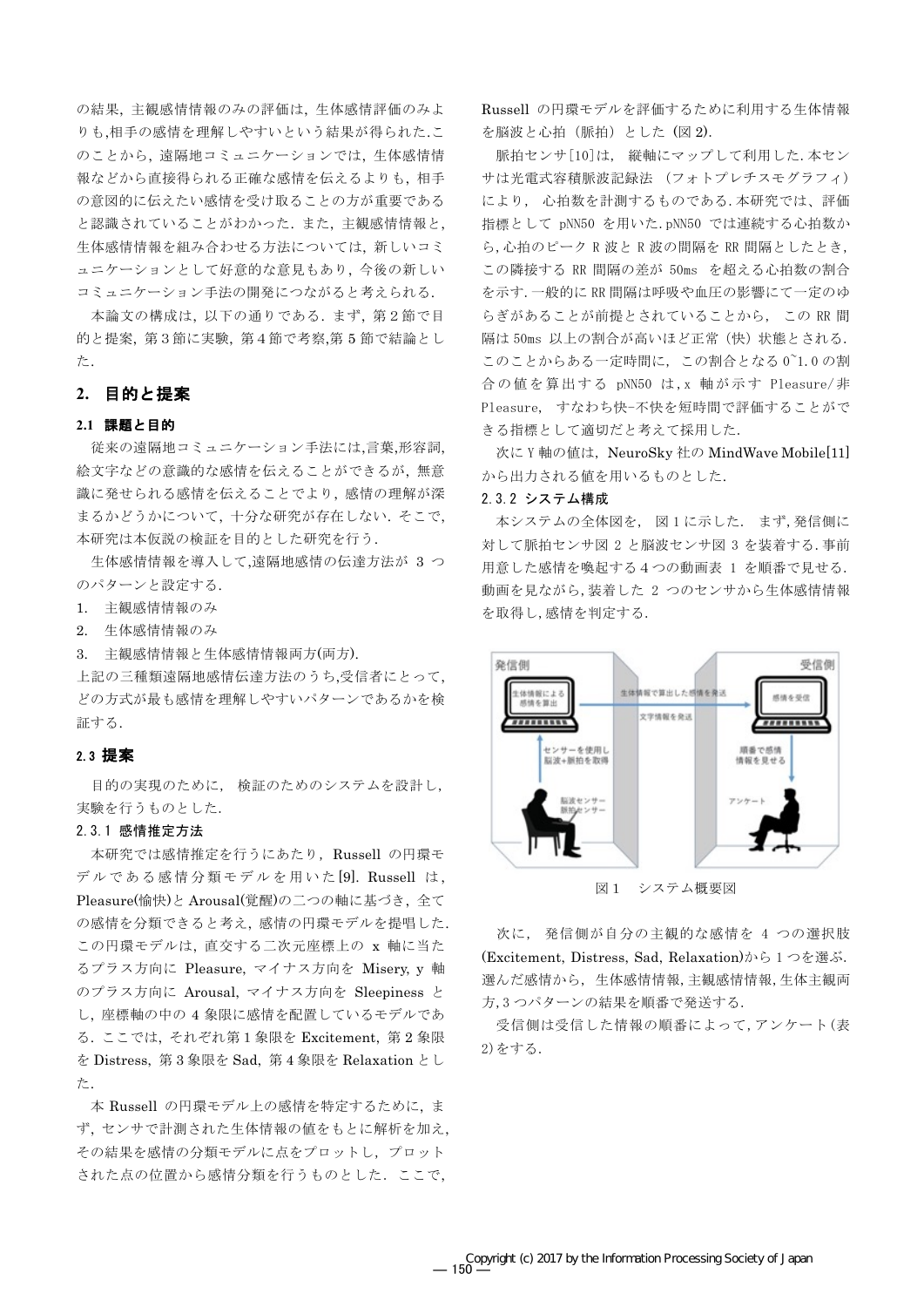の結果，主観感情情報のみの評価は，生体感情評価のみよりも,相手の感情を理解しやすいという結果が得られた.このことから，遠隔地コミュニケーションでは，生体感情情報などから直接得られる正確な感情を伝えるよりも，相手の意図的に伝えたい感情を受け取ることの方が重要であると認識されていることがわかった．また，主観感情情報と，生体感情情報を組み合わせる方法については，新しいコミュニケーションとして好意的な意見もあり，今後の新しいコミュニケーション手法の開発につながると考えられる．

本論文の構成は，以下の通りである．まず，第２節で目的と提案，第３節に実験，第４節で考察,第５節で結論とした．

## 2. 目的と提案

### 2.1 課題と目的

従来の遠隔地コミュニケーション手法には,言葉,形容詞,絵文字などの意識的な感情を伝えることができるが，無意識に発せられる感情を伝えることでより，感情の理解が深まるかどうかについて，十分な研究が存在しない．そこで，本研究は本仮説の検証を目的とした研究を行う．

生体感情情報を導入して,遠隔地感情の伝達方法が 3 つのパターンと設定する．

1. 主観感情情報のみ
2. 生体感情情報のみ
3. 主観感情情報と生体感情情報両方(両方).

上記の三種類遠隔地感情伝達方法のうち,受信者にとって，どの方式が最も感情を理解しやすいパターンであるかを検証する．

### 2.3 提案

目的の実現のために，検証のためのシステムを設計し，実験を行うものとした．

#### 2.3.1 感情推定方法

本研究では感情推定を行うにあたり，Russell の円環モデルである感情分類モデルを用いた[9]. Russell は，Pleasure(愉快)と Arousal(覚醒)の二つの軸に基づき，全ての感情を分類できると考え，感情の円環モデルを提唱した．この円環モデルは，直交する二次元座標上の x 軸に当たるプラス方向に Pleasure, マイナス方向を Misery, y 軸のプラス方向に Arousal, マイナス方向を Sleepiness とし，座標軸の中の 4 象限に感情を配置しているモデルである．ここでは，それぞれ第 1 象限を Excitement, 第 2 象限を Distress, 第 3 象限を Sad, 第 4 象限を Relaxation とした．

本 Russell の円環モデル上の感情を特定するために，まず，センサで計測された生体情報の値をもとに解析を加え，その結果を感情の分類モデルに点をプロットし，プロットされた点の位置から感情分類を行うものとした．ここで，Russell の円環モデルを評価するために利用する生体情報を脳波と心拍（脈拍）とした（図 2).

脈拍センサ[10]は，縦軸にマップして利用した.本センサは光電式容積脈波記録法 （フォトプレチスモグラフィ）により，心拍数を計測するものである.本研究では、評価指標として pNN50 を用いた.pNN50 では連続する心拍数から,心拍のピーク R 波と R 波の間隔を RR 間隔としたとき，この隣接する RR 間隔の差が 50ms を超える心拍数の割合を示す.一般的に RR 間隔は呼吸や血圧の影響にて一定のゆらぎがあることが前提とされていることから，この RR 間隔は 50ms 以上の割合が高いほど正常（快）状態とされる．このことからある一定時間に，この割合となる 0~1.0 の割合の値を算出する pNN50 は,x 軸が示す Pleasure/非 Pleasure, すなわち快-不快を短時間で評価することができる指標として適切だと考えて採用した.

次に Y 軸の値は，NeuroSky 社の MindWave Mobile[11]から出力される値を用いるものとした．

#### 2.3.2 システム構成

本システムの全体図を，図 1 に示した．まず,発信側に対して脈拍センサ図 2 と脳波センサ図 3 を装着する.事前用意した感情を喚起する 4 つの動画表 1 を順番で見せる.動画を見ながら,装着した 2 つのセンサから生体感情情報を取得し,感情を判定する.

図 1　システム概要図

次に，発信側が自分の主観的な感情を 4 つの選択肢(Excitement, Distress, Sad, Relaxation)から 1 つを選ぶ.選んだ感情から，生体感情情報,主観感情情報,生体主観両方,3 つパターンの結果を順番で発送する.

受信側は受信した情報の順番によって,アンケート(表 2)をする.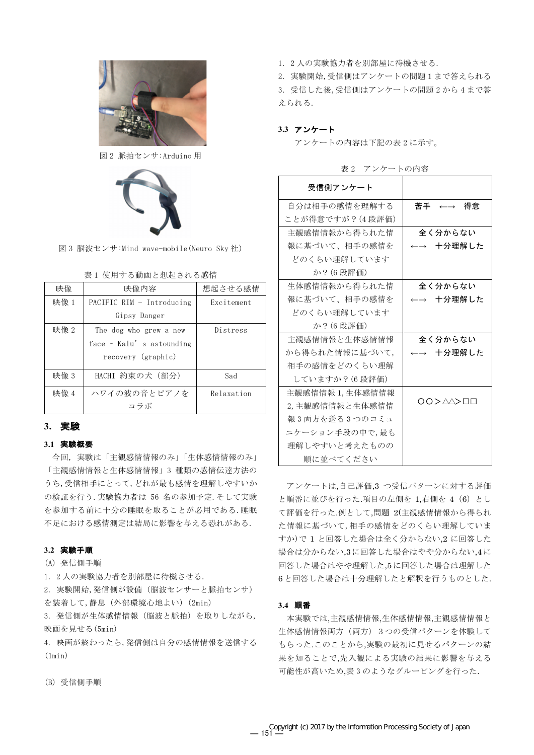図 2 脈拍センサ:Arduino 用

図 3 脳波センサ:Mind wave-mobile(Neuro Sky 社)

表 1 使用する動画と想起される感情

| 映像 | 映像内容 | 想起させる感情 |
|---|---|---|
| 映像 1 | PACIFIC RIM - Introducing Gipsy Danger | Excitement |
| 映像 2 | The dog who grew a new face - Kālu's astounding recovery (graphic) | Distress |
| 映像 3 | HACHI 約束の犬 (部分) | Sad |
| 映像 4 | ハワイの波の音とピアノをコラボ | Relaxation |

## 3. 実験

### 3.1 実験概要

今回, 実験は「主観感情情報のみ」「生体感情情報のみ」「主観感情情報と生体感情情報」3 種類の感情伝達方法のうち,受信相手にとって,どれが最も感情を理解しやすいかの検証を行う.実験協力者は 56 名の参加予定.そして実験を参加する前に十分の睡眠を取ることが必用である.睡眠不足における感情測定は結局に影響を与える恐れがある.

### 3.2 実験手順

(A) 発信側手順

1. 2 人の実験協力者を別部屋に待機させる.
2. 実験開始,発信側が設備(脳波センサーと脈拍センサ)を装着して,静息(外部環境心地よい)(2min)
3. 発信側が生体感情情報(脳波と脈拍)を取りしながら,映画を見せる(5min)
4. 映画が終わったら,発信側は自分の感情情報を送信する(1min)

(B) 受信側手順

1. 2 人の実験協力者を別部屋に待機させる.
2. 実験開始,受信側はアンケートの問題 1 まで答えられる
3. 受信した後,受信側はアンケートの問題 2 から 4 まで答えられる.

### 3.3 アンケート

アンケートの内容は下記の表 2 に示す。

表 2 アンケートの内容

| 受信側アンケート | |
|---|---|
| 自分は相手の感情を理解することが得意ですが?(4 段評価) | 苦手 ←→ 得意 |
| 主観感情情報から得られた情報に基づいて、相手の感情をどのくらい理解していますか?(6 段評価) | 全く分からない ←→ 十分理解した |
| 生体感情情報から得られた情報に基づいて、相手の感情をどのくらい理解していますか?(6 段評価) | 全く分からない ←→ 十分理解した |
| 主観感情情報と生体感情情報から得られた情報に基づいて,相手の感情をどのくらい理解していますか?(6 段評価) | 全く分からない ←→ 十分理解した |
| 主観感情情報 1,生体感情情報 2,主観感情情報と生体感情情報 3 両方を送る 3 つのコミュニケーション手段の中で,最も理解しやすいと考えたものの順に並べてください | ○○>△△>□□ |

アンケートは,自己評価,3 つ受信パターンに対する評価と順番に並びを行った.項目の左側を 1,右側を 4(6)として評価を行った.例として,問題 2(主観感情情報から得られた情報に基づいて,相手の感情をどのくらい理解していますか)で 1 と回答した場合は全く分からない,2 に回答した場合は分からない,3 に回答した場合はやや分からない,4 に回答した場合はやや理解した,5 に回答した場合は理解した 6 と回答した場合は十分理解したと解釈を行うものとした.

### 3.4 順番

本実験では,主観感情情報,生体感情情報,主観感情情報と生体感情情報両方(両方)3 つの受信パターンを体験してもらった.このことから,実験の最初に見せるパターンの結果を知ることで,先入観による実験の結果に影響を与える可能性が高いため,表 3 のようなグルーピングを行った.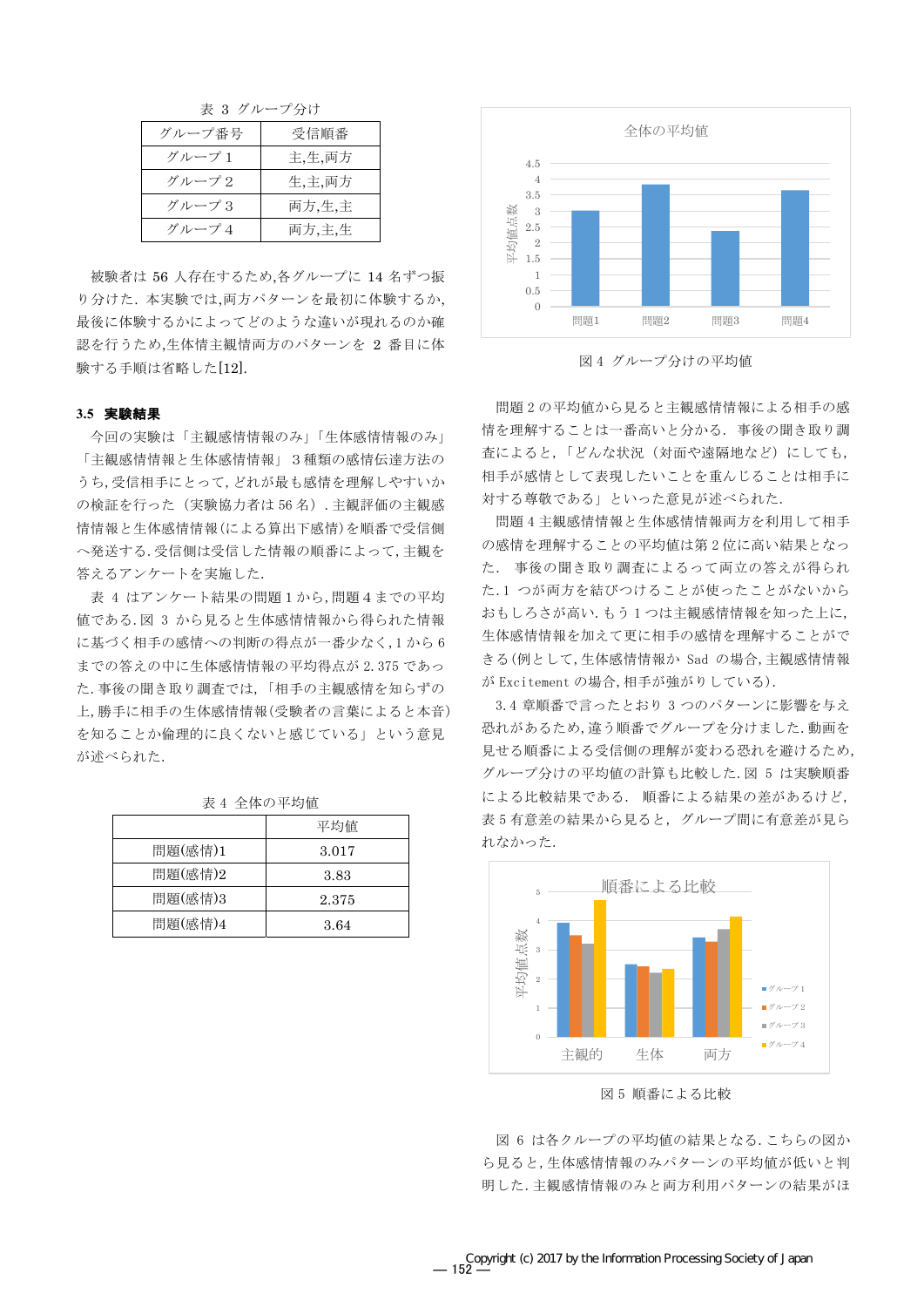表 3 グループ分け

| グループ番号 | 受信順番 |
|---|---|
| グループ 1 | 主,生,両方 |
| グループ 2 | 生,主,両方 |
| グループ 3 | 両方,生,主 |
| グループ 4 | 両方,主,生 |

被験者は 56 人存在するため,各グループに 14 名ずつ振り分けた．本実験では,両方パターンを最初に体験するか,最後に体験するかによってどのような違いが現れるのか確認を行うため,生体情主観情両方のパターンを 2 番目に体験する手順は省略した[12].

### 3.5 実験結果

今回の実験は「主観感情情報のみ」「生体感情情報のみ」「主観感情情報と生体感情情報」 3 種類の感情伝達方法のうち,受信相手にとって,どれが最も感情を理解しやすいかの検証を行った（実験協力者は 56 名）. 主観評価の主観感情情報と生体感情情報(による算出下感情)を順番で受信側へ発送する. 受信側は受信した情報の順番によって,主観を答えるアンケートを実施した.

表 4 はアンケート結果の問題 1 から,問題 4 までの平均値である. 図 3 から見ると生体感情情報から得られた情報に基づく相手の感情への判断の得点が一番少なく,1 から 6 までの答えの中に生体感情情報の平均得点が 2.375 であった. 事後の聞き取り調査では,「相手の主観感情を知らずの上,勝手に相手の生体感情情報(受験者の言葉によると本音)を知ることか倫理的に良くないと感じている」という意見が述べられた.

表 4 全体の平均値

| | 平均値 |
|---|---|
| 問題(感情)1 | 3.017 |
| 問題(感情)2 | 3.83 |
| 問題(感情)3 | 2.375 |
| 問題(感情)4 | 3.64 |

図 4 グループ分けの平均値

問題 2 の平均値から見ると主観感情情報による相手の感情を理解することは一番高いと分かる． 事後の聞き取り調査によると,「どんな状況（対面や遠隔地など）にしても,相手が感情として表現したいことを重んじることは相手に対する尊敬である」といった意見が述べられた.

問題 4 主観感情情報と生体感情情報両方を利用して相手の感情を理解することの平均値は第 2 位に高い結果となった． 事後の聞き取り調査によって両立の答えが得られた. 1 つが両方を結びつけることが使ったことがないからおもしろさが高い. もう 1 つは主観感情情報を知った上に,生体感情情報を加えて更に相手の感情を理解することができる(例として,生体感情情報か Sad の場合,主観感情情報が Excitement の場合,相手が強がりしている).

3.4 章順番で言ったとおり 3 つのパターンに影響を与え恐れがあるため,違う順番でグループを分けました. 動画を見せる順番による受信側の理解が変わる恐れを避けるため,グループ分けの平均値の計算も比較した. 図 5 は実験順番による比較結果である． 順番による結果の差があるけど,表 5 有意差の結果から見ると，グループ間に有意差が見られなかった.

図 5 順番による比較

図 6 は各クループの平均値の結果となる. こちらの図から見ると,生体感情情報のみパターンの平均値が低いと判明した. 主観感情情報のみと両方利用パターンの結果がほ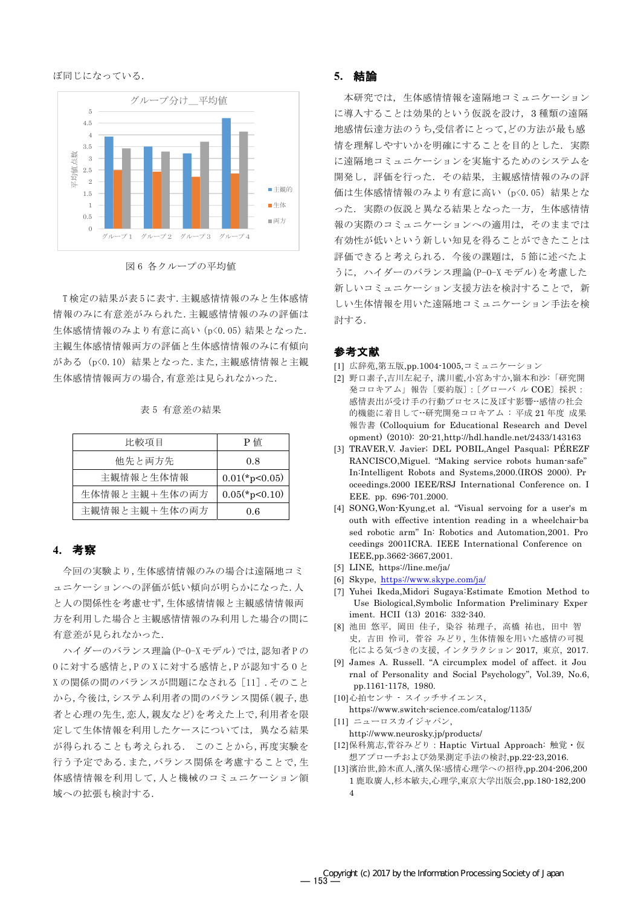ぼ同じになっている.

グループ分け＿平均値

平均値点数

5
4.5
4
3.5
3
2.5
2
1.5
1
0.5
0

グループ1　グループ2　グループ3　グループ4

■主観的
■生体
■両方

図 6 各クループの平均値

T 検定の結果が表 5 に表す. 主観感情情報のみと生体感情情報のみに有意差がみられた. 主観感情情報のみの評価は生体感情情報のみより有意に高い（p<0.05）結果となった. 主観生体感情情報両方の評価と生体感情情報のみに有傾向がある（p<0.10）結果となった. また, 主観感情情報と主観生体感情情報両方の場合, 有意差は見られなかった.

表 5 有意差の結果

| 比較項目 | P 値 |
|---|---|
| 他先と両方先 | 0.8 |
| 主観情報と生体情報 | 0.01(*p<0.05) |
| 生体情報と主観＋生体の両方 | 0.05(*p<0.10) |
| 主観情報と主観＋生体の両方 | 0.6 |

## 4. 考察

今回の実験より, 生体感情情報のみの場合は遠隔地コミュニケーションへの評価が低い傾向が明らかになった. 人と人の関係性を考慮せず, 生体感情情報と主観感情情報両方を利用した場合と主観感情情報のみ利用した場合の間に有意差が見られなかった.

ハイダーのバランス理論(P-O-X モデル)では, 認知者 P の O に対する感情と, P の X に対する感情と, P が認知する O と X の関係の間のバランスが問題になされる [11]. そのことから, 今後は, システム利用者の間のバランス関係(親子, 患者と心理の先生, 恋人, 親友など)を考えた上で, 利用者を限定して生体情報を利用したケースについては, 異なる結果が得られることも考えられる. このことから, 再度実験を行う予定である. また, バランス関係を考慮することで, 生体感情情報を利用して, 人と機械のコミュニケーション領域への拡張も検討する.

## 5. 結論

本研究では, 生体感情情報を遠隔地コミュニケーションに導入することは効果的という仮説を設け, 3 種類の遠隔地感情伝達方法のうち,受信者にとって,どの方法が最も感情を理解しやすいかを明確にすることを目的とした. 実際に遠隔地コミュニケーションを実施するためのシステムを開発し, 評価を行った. その結果, 主観感情情報のみの評価は生体感情情報のみより有意に高い（p<0.05）結果となった. 実際の仮説と異なる結果となった一方, 生体感情情報の実際のコミュニケーションへの適用は, そのままでは有効性が低いという新しい知見を得ることができたことは評価できると考えられる. 今後の課題は, 5 節に述べたように, ハイダーのバランス理論(P-O-X モデル)を考慮した新しいコミュニケーション支援方法を検討することで, 新しい生体情報を用いた遠隔地コミュニケーション手法を検討する.

## 参考文献

[1] 広辞苑,第五版,pp.1004-1005,コミュニケーション

[2] 野口素子,吉川左紀子, 溝川藍,小宮あすか,嶺本和沙:「研究開発コロキアム」報告〔要約版〕:〔グローバ ル COE〕採択 : 感情表出が受け手の行動プロセスに及ぼす影響--感情の社会的機能に着目して--研究開発コロキアム : 平成 21 年度 成果報告書 (Colloquium for Educational Research and Development) (2010): 20-21,http://hdl.handle.net/2433/143163

[3] TRAVER,V. Javier; DEL POBIL,Angel Pasqual; PÉREZFRANCISCO,Miguel. "Making service robots human-safe" In:Intelligent Robots and Systems,2000.(IROS 2000). Proceedings.2000 IEEE/RSJ International Conference on. IEEE. pp. 696-701.2000.

[4] SONG,Won-Kyung,et al. "Visual servoing for a user's mouth with effective intention reading in a wheelchair-based robotic arm" In: Robotics and Automation,2001. Proceedings 2001ICRA. IEEE International Conference on IEEE,pp.3662-3667,2001.

[5] LINE, https://line.me/ja/

[6] Skype, https://www.skype.com/ja/

[7] Yuhei Ikeda,Midori Sugaya:Estimate Emotion Method to Use Biological,Symbolic Information Preliminary Experiment. HCII (13) 2016: 332-340.

[8] 池田 悠平, 岡田 佳子, 染谷 祐理子, 高橋 祐也, 田中 智史, 吉田 怜司, 菅谷 みどり, 生体情報を用いた感情の可視化による気づきの支援, インタラクション 2017, 東京, 2017.

[9] James A. Russell. "A circumplex model of affect. it Journal of Personality and Social Psychology", Vol.39, No.6, pp.1161-1178, 1980.

[10]心拍センサ - スイッチサイエンス, https://www.switch-science.com/catalog/1135/

[11] ニューロスカイジャパン, http://www.neurosky.jp/products/

[12]保科篤志,菅谷みどり : Haptic Virtual Approach: 触覚・仮想アプローチおよび効果測定手法の検討,pp.22-23,2016.

[13]濱治世,鈴木直人,濱久保:感情心理学への招待,pp.204-206,2001 鹿取廣人,杉本敏夫,心理学,東京大学出版会,pp.180-182,2004